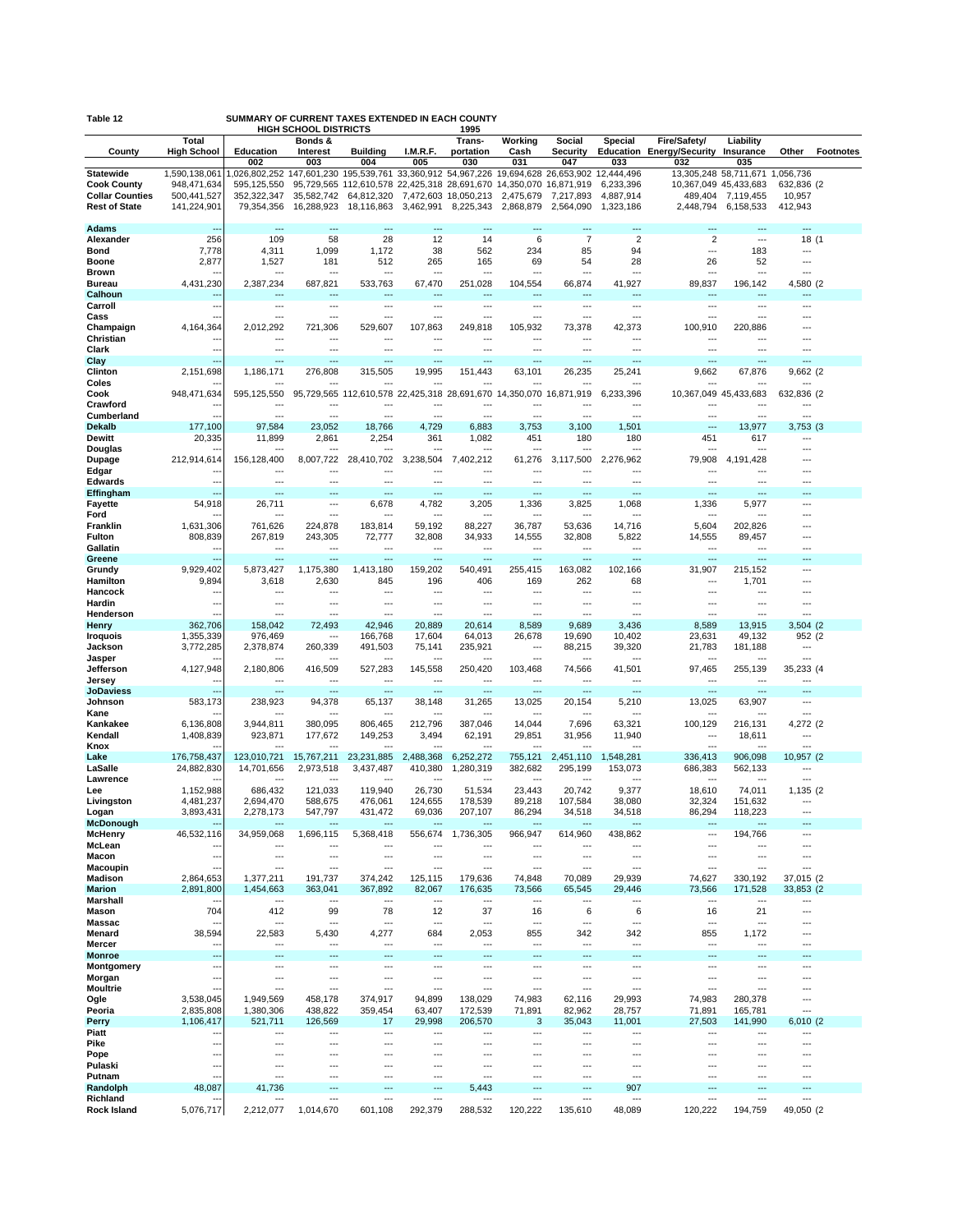**Table 12** SUMMARY OF CURRENT TAXES EXTENDED IN EACH COUNTY
HIGH SCHOOL DISTRICTS 1995

| County | Total High School | Education | Bonds & Interest | Building | I.M.R.F. | Trans-portation | Working Cash | Social Security | Special Education | Fire/Safety/ Energy/Security | Liability Insurance | Other | Footnotes |
|---|---|---|---|---|---|---|---|---|---|---|---|---|---|
| | | 002 | 003 | 004 | 005 | 030 | 031 | 047 | 033 | 032 | 035 | | |
| Statewide | 1,590,138,061 | 1,026,802,252 | 147,601,230 | 195,539,761 | 33,360,912 | 54,967,226 | 19,694,628 | 26,653,902 | 12,444,496 | 13,305,248 | 58,711,671 | 1,056,736 | |
| Cook County | 948,471,634 | 595,125,550 | 95,729,565 | 112,610,578 | 22,425,318 | 28,691,670 | 14,350,070 | 16,871,919 | 6,233,396 | 10,367,049 | 45,433,683 | 632,836 | (2 |
| Collar Counties | 500,441,527 | 352,322,347 | 35,582,742 | 64,812,320 | 7,472,603 | 18,050,213 | 2,475,679 | 7,217,893 | 4,887,914 | 489,404 | 7,119,455 | 10,957 | |
| Rest of State | 141,224,901 | 79,354,356 | 16,288,923 | 18,116,863 | 3,462,991 | 8,225,343 | 2,868,879 | 2,564,090 | 1,323,186 | 2,448,794 | 6,158,533 | 412,943 | |
| Adams | --- | --- | --- | --- | --- | --- | --- | --- | --- | --- | --- | --- | |
| Alexander | 256 | 109 | 58 | 28 | 12 | 14 | 6 | 7 | 2 | 2 | --- | 18 | (1 |
| Bond | 7,778 | 4,311 | 1,099 | 1,172 | 38 | 562 | 234 | 85 | 94 | --- | 183 | --- | |
| Boone | 2,877 | 1,527 | 181 | 512 | 265 | 165 | 69 | 54 | 28 | 26 | 52 | --- | |
| Brown | --- | --- | --- | --- | --- | --- | --- | --- | --- | --- | --- | --- | |
| Bureau | 4,431,230 | 2,387,234 | 687,821 | 533,763 | 67,470 | 251,028 | 104,554 | 66,874 | 41,927 | 89,837 | 196,142 | 4,580 | (2 |
| Calhoun | --- | --- | --- | --- | --- | --- | --- | --- | --- | --- | --- | --- | |
| Carroll | --- | --- | --- | --- | --- | --- | --- | --- | --- | --- | --- | --- | |
| Cass | --- | --- | --- | --- | --- | --- | --- | --- | --- | --- | --- | --- | |
| Champaign | 4,164,364 | 2,012,292 | 721,306 | 529,607 | 107,863 | 249,818 | 105,932 | 73,378 | 42,373 | 100,910 | 220,886 | --- | |
| Christian | --- | --- | --- | --- | --- | --- | --- | --- | --- | --- | --- | --- | |
| Clark | --- | --- | --- | --- | --- | --- | --- | --- | --- | --- | --- | --- | |
| Clay | --- | --- | --- | --- | --- | --- | --- | --- | --- | --- | --- | --- | |
| Clinton | 2,151,698 | 1,186,171 | 276,808 | 315,505 | 19,995 | 151,443 | 63,101 | 26,235 | 25,241 | 9,662 | 67,876 | 9,662 | (2 |
| Coles | --- | --- | --- | --- | --- | --- | --- | --- | --- | --- | --- | --- | |
| Cook | 948,471,634 | 595,125,550 | 95,729,565 | 112,610,578 | 22,425,318 | 28,691,670 | 14,350,070 | 16,871,919 | 6,233,396 | 10,367,049 | 45,433,683 | 632,836 | (2 |
| Crawford | --- | --- | --- | --- | --- | --- | --- | --- | --- | --- | --- | --- | |
| Cumberland | --- | --- | --- | --- | --- | --- | --- | --- | --- | --- | --- | --- | |
| Dekalb | 177,100 | 97,584 | 23,052 | 18,766 | 4,729 | 6,883 | 3,753 | 3,100 | 1,501 | --- | 13,977 | 3,753 | (3 |
| Dewitt | 20,335 | 11,899 | 2,861 | 2,254 | 361 | 1,082 | 451 | 180 | 180 | 451 | 617 | --- | |
| Douglas | --- | --- | --- | --- | --- | --- | --- | --- | --- | --- | --- | --- | |
| Dupage | 212,914,614 | 156,128,400 | 8,007,722 | 28,410,702 | 3,238,504 | 7,402,212 | 61,276 | 3,117,500 | 2,276,962 | 79,908 | 4,191,428 | --- | |
| Edgar | --- | --- | --- | --- | --- | --- | --- | --- | --- | --- | --- | --- | |
| Edwards | --- | --- | --- | --- | --- | --- | --- | --- | --- | --- | --- | --- | |
| Effingham | --- | --- | --- | --- | --- | --- | --- | --- | --- | --- | --- | --- | |
| Fayette | 54,918 | 26,711 | --- | 6,678 | 4,782 | 3,205 | 1,336 | 3,825 | 1,068 | 1,336 | 5,977 | --- | |
| Ford | --- | --- | --- | --- | --- | --- | --- | --- | --- | --- | --- | --- | |
| Franklin | 1,631,306 | 761,626 | 224,878 | 183,814 | 59,192 | 88,227 | 36,787 | 53,636 | 14,716 | 5,604 | 202,826 | --- | |
| Fulton | 808,839 | 267,819 | 243,305 | 72,777 | 32,808 | 34,933 | 14,555 | 32,808 | 5,822 | 14,555 | 89,457 | --- | |
| Gallatin | --- | --- | --- | --- | --- | --- | --- | --- | --- | --- | --- | --- | |
| Greene | --- | --- | --- | --- | --- | --- | --- | --- | --- | --- | --- | --- | |
| Grundy | 9,929,402 | 5,873,427 | 1,175,380 | 1,413,180 | 159,202 | 540,491 | 255,415 | 163,082 | 102,166 | 31,907 | 215,152 | --- | |
| Hamilton | 9,894 | 3,618 | 2,630 | 845 | 196 | 406 | 169 | 262 | 68 | --- | 1,701 | --- | |
| Hancock | --- | --- | --- | --- | --- | --- | --- | --- | --- | --- | --- | --- | |
| Hardin | --- | --- | --- | --- | --- | --- | --- | --- | --- | --- | --- | --- | |
| Henderson | --- | --- | --- | --- | --- | --- | --- | --- | --- | --- | --- | --- | |
| Henry | 362,706 | 158,042 | 72,493 | 42,946 | 20,889 | 20,614 | 8,589 | 9,689 | 3,436 | 8,589 | 13,915 | 3,504 | (2 |
| Iroquois | 1,355,339 | 976,469 | --- | 166,768 | 17,604 | 64,013 | 26,678 | 19,690 | 10,402 | 23,631 | 49,132 | 952 | (2 |
| Jackson | 3,772,285 | 2,378,874 | 260,339 | 491,503 | 75,141 | 235,921 | --- | 88,215 | 39,320 | 21,783 | 181,188 | --- | |
| Jasper | --- | --- | --- | --- | --- | --- | --- | --- | --- | --- | --- | --- | |
| Jefferson | 4,127,948 | 2,180,806 | 416,509 | 527,283 | 145,558 | 250,420 | 103,468 | 74,566 | 41,501 | 97,465 | 255,139 | 35,233 | (4 |
| Jersey | --- | --- | --- | --- | --- | --- | --- | --- | --- | --- | --- | --- | |
| JoDaviess | --- | --- | --- | --- | --- | --- | --- | --- | --- | --- | --- | --- | |
| Johnson | 583,173 | 238,923 | 94,378 | 65,137 | 38,148 | 31,265 | 13,025 | 20,154 | 5,210 | 13,025 | 63,907 | --- | |
| Kane | --- | --- | --- | --- | --- | --- | --- | --- | --- | --- | --- | --- | |
| Kankakee | 6,136,808 | 3,944,811 | 380,095 | 806,465 | 212,796 | 387,046 | 14,044 | 7,696 | 63,321 | 100,129 | 216,131 | 4,272 | (2 |
| Kendall | 1,408,839 | 923,871 | 177,672 | 149,253 | 3,494 | 62,191 | 29,851 | 31,956 | 11,940 | --- | 18,611 | --- | |
| Knox | --- | --- | --- | --- | --- | --- | --- | --- | --- | --- | --- | --- | |
| Lake | 176,758,437 | 123,010,721 | 15,767,211 | 23,231,885 | 2,488,368 | 6,252,272 | 755,121 | 2,451,110 | 1,548,281 | 336,413 | 906,098 | 10,957 | (2 |
| LaSalle | 24,882,830 | 14,701,656 | 2,973,518 | 3,437,487 | 410,380 | 1,280,319 | 382,682 | 295,199 | 153,073 | 686,383 | 562,133 | --- | |
| Lawrence | --- | --- | --- | --- | --- | --- | --- | --- | --- | --- | --- | --- | |
| Lee | 1,152,988 | 686,432 | 121,033 | 119,940 | 26,730 | 51,534 | 23,443 | 20,742 | 9,377 | 18,610 | 74,011 | 1,135 | (2 |
| Livingston | 4,481,237 | 2,694,470 | 588,675 | 476,061 | 124,655 | 178,539 | 89,218 | 107,584 | 38,080 | 32,324 | 151,632 | --- | |
| Logan | 3,893,431 | 2,278,173 | 547,797 | 431,472 | 69,036 | 207,107 | 86,294 | 34,518 | 34,518 | 86,294 | 118,223 | --- | |
| McDonough | --- | --- | --- | --- | --- | --- | --- | --- | --- | --- | --- | --- | |
| McHenry | 46,532,116 | 34,959,068 | 1,696,115 | 5,368,418 | 556,674 | 1,736,305 | 966,947 | 614,960 | 438,862 | --- | 194,766 | --- | |
| McLean | --- | --- | --- | --- | --- | --- | --- | --- | --- | --- | --- | --- | |
| Macon | --- | --- | --- | --- | --- | --- | --- | --- | --- | --- | --- | --- | |
| Macoupin | --- | --- | --- | --- | --- | --- | --- | --- | --- | --- | --- | --- | |
| Madison | 2,864,653 | 1,377,211 | 191,737 | 374,242 | 125,115 | 179,636 | 74,848 | 70,089 | 29,939 | 74,627 | 330,192 | 37,015 | (2 |
| Marion | 2,891,800 | 1,454,663 | 363,041 | 367,892 | 82,067 | 176,635 | 73,566 | 65,545 | 29,446 | 73,566 | 171,528 | 33,853 | (2 |
| Marshall | --- | --- | --- | --- | --- | --- | --- | --- | --- | --- | --- | --- | |
| Mason | 704 | 412 | 99 | 78 | 12 | 37 | 16 | 6 | 6 | 16 | 21 | --- | |
| Massac | --- | --- | --- | --- | --- | --- | --- | --- | --- | --- | --- | --- | |
| Menard | 38,594 | 22,583 | 5,430 | 4,277 | 684 | 2,053 | 855 | 342 | 342 | 855 | 1,172 | --- | |
| Mercer | --- | --- | --- | --- | --- | --- | --- | --- | --- | --- | --- | --- | |
| Monroe | --- | --- | --- | --- | --- | --- | --- | --- | --- | --- | --- | --- | |
| Montgomery | --- | --- | --- | --- | --- | --- | --- | --- | --- | --- | --- | --- | |
| Morgan | --- | --- | --- | --- | --- | --- | --- | --- | --- | --- | --- | --- | |
| Moultrie | --- | --- | --- | --- | --- | --- | --- | --- | --- | --- | --- | --- | |
| Ogle | 3,538,045 | 1,949,569 | 458,178 | 374,917 | 94,899 | 138,029 | 74,983 | 62,116 | 29,993 | 74,983 | 280,378 | --- | |
| Peoria | 2,835,808 | 1,380,306 | 438,822 | 359,454 | 63,407 | 172,539 | 71,891 | 82,962 | 28,757 | 71,891 | 165,781 | --- | |
| Perry | 1,106,417 | 521,711 | 126,569 | 17 | 29,998 | 206,570 | 3 | 35,043 | 11,001 | 27,503 | 141,990 | 6,010 | (2 |
| Piatt | --- | --- | --- | --- | --- | --- | --- | --- | --- | --- | --- | --- | |
| Pike | --- | --- | --- | --- | --- | --- | --- | --- | --- | --- | --- | --- | |
| Pope | --- | --- | --- | --- | --- | --- | --- | --- | --- | --- | --- | --- | |
| Pulaski | --- | --- | --- | --- | --- | --- | --- | --- | --- | --- | --- | --- | |
| Putnam | --- | --- | --- | --- | --- | --- | --- | --- | --- | --- | --- | --- | |
| Randolph | 48,087 | 41,736 | --- | --- | --- | 5,443 | --- | --- | 907 | --- | --- | --- | |
| Richland | --- | --- | --- | --- | --- | --- | --- | --- | --- | --- | --- | --- | |
| Rock Island | 5,076,717 | 2,212,077 | 1,014,670 | 601,108 | 292,379 | 288,532 | 120,222 | 135,610 | 48,089 | 120,222 | 194,759 | 49,050 | (2 |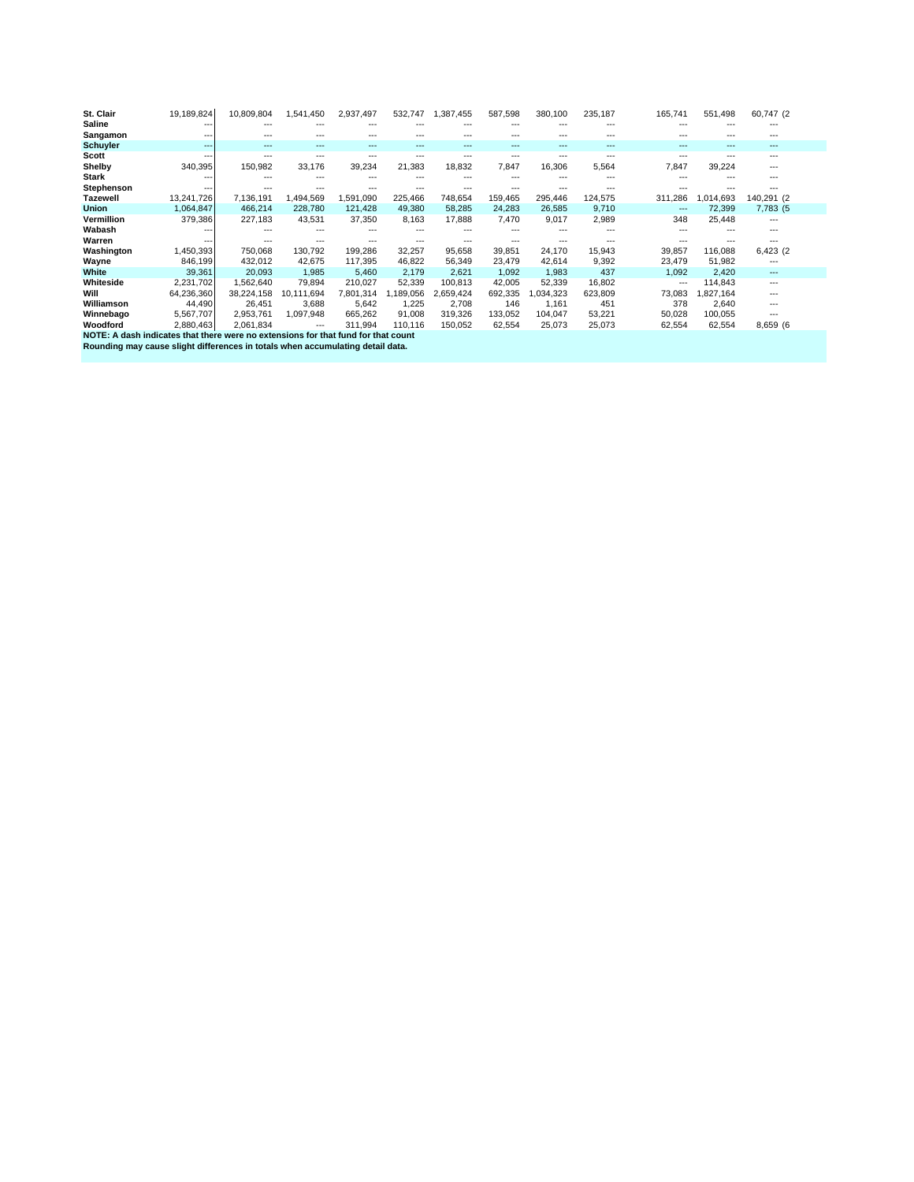| | | | | | | | | | | | | |
|---|---|---|---|---|---|---|---|---|---|---|---|---|
| **St. Clair** | 19,189,824 | 10,809,804 | 1,541,450 | 2,937,497 | 532,747 | 1,387,455 | 587,598 | 380,100 | 235,187 | 165,741 | 551,498 | 60,747 (2 |
| **Saline** | --- | --- | --- | --- | --- | --- | --- | --- | --- | --- | --- | --- |
| **Sangamon** | --- | --- | --- | --- | --- | --- | --- | --- | --- | --- | --- | --- |
| **Schuyler** | --- | --- | --- | --- | --- | --- | --- | --- | --- | --- | --- | --- |
| **Scott** | --- | --- | --- | --- | --- | --- | --- | --- | --- | --- | --- | --- |
| **Shelby** | 340,395 | 150,982 | 33,176 | 39,234 | 21,383 | 18,832 | 7,847 | 16,306 | 5,564 | 7,847 | 39,224 | --- |
| **Stark** | --- | --- | --- | --- | --- | --- | --- | --- | --- | --- | --- | --- |
| **Stephenson** | --- | --- | --- | --- | --- | --- | --- | --- | --- | --- | --- | --- |
| **Tazewell** | 13,241,726 | 7,136,191 | 1,494,569 | 1,591,090 | 225,466 | 748,654 | 159,465 | 295,446 | 124,575 | 311,286 | 1,014,693 | 140,291 (2 |
| **Union** | 1,064,847 | 466,214 | 228,780 | 121,428 | 49,380 | 58,285 | 24,283 | 26,585 | 9,710 | --- | 72,399 | 7,783 (5 |
| **Vermillion** | 379,386 | 227,183 | 43,531 | 37,350 | 8,163 | 17,888 | 7,470 | 9,017 | 2,989 | 348 | 25,448 | --- |
| **Wabash** | --- | --- | --- | --- | --- | --- | --- | --- | --- | --- | --- | --- |
| **Warren** | --- | --- | --- | --- | --- | --- | --- | --- | --- | --- | --- | --- |
| **Washington** | 1,450,393 | 750,068 | 130,792 | 199,286 | 32,257 | 95,658 | 39,851 | 24,170 | 15,943 | 39,857 | 116,088 | 6,423 (2 |
| **Wayne** | 846,199 | 432,012 | 42,675 | 117,395 | 46,822 | 56,349 | 23,479 | 42,614 | 9,392 | 23,479 | 51,982 | --- |
| **White** | 39,361 | 20,093 | 1,985 | 5,460 | 2,179 | 2,621 | 1,092 | 1,983 | 437 | 1,092 | 2,420 | --- |
| **Whiteside** | 2,231,702 | 1,562,640 | 79,894 | 210,027 | 52,339 | 100,813 | 42,005 | 52,339 | 16,802 | --- | 114,843 | --- |
| **Will** | 64,236,360 | 38,224,158 | 10,111,694 | 7,801,314 | 1,189,056 | 2,659,424 | 692,335 | 1,034,323 | 623,809 | 73,083 | 1,827,164 | --- |
| **Williamson** | 44,490 | 26,451 | 3,688 | 5,642 | 1,225 | 2,708 | 146 | 1,161 | 451 | 378 | 2,640 | --- |
| **Winnebago** | 5,567,707 | 2,953,761 | 1,097,948 | 665,262 | 91,008 | 319,326 | 133,052 | 104,047 | 53,221 | 50,028 | 100,055 | --- |
| **Woodford** | 2,880,463 | 2,061,834 | --- | 311,994 | 110,116 | 150,052 | 62,554 | 25,073 | 25,073 | 62,554 | 62,554 | 8,659 (6 |

**NOTE: A dash indicates that there were no extensions for that fund for that count**

**Rounding may cause slight differences in totals when accumulating detail data.**